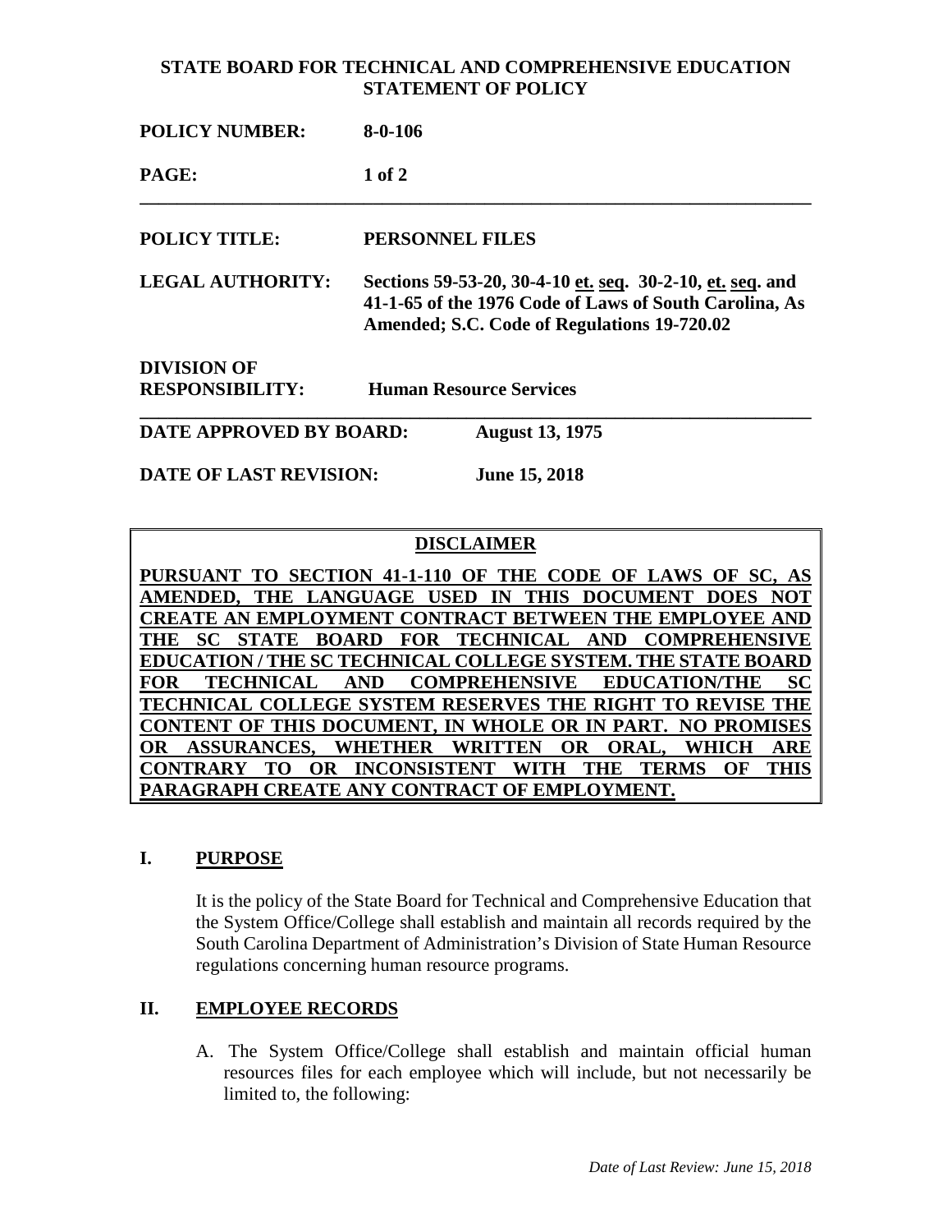**STATE BOARD FOR TECHNICAL AND COMPREHENSIVE EDUCATION**
**STATEMENT OF POLICY**

**POLICY NUMBER:** **8-0-106**

---

**POLICY TITLE:** **PERSONNEL FILES**

**LEGAL AUTHORITY:** **Sections 59-53-20, 30-4-10 et. seq. 30-2-10, et. seq. and 41-1-65 of the 1976 Code of Laws of South Carolina, As Amended; S.C. Code of Regulations 19-720.02**

**DIVISION OF RESPONSIBILITY:** **Human Resource Services**

---

**DATE APPROVED BY BOARD:** **August 13, 1975**

**DATE OF LAST REVISION:** **June 15, 2018**

**DISCLAIMER**

**PURSUANT TO SECTION 41-1-110 OF THE CODE OF LAWS OF SC, AS AMENDED, THE LANGUAGE USED IN THIS DOCUMENT DOES NOT CREATE AN EMPLOYMENT CONTRACT BETWEEN THE EMPLOYEE AND THE SC STATE BOARD FOR TECHNICAL AND COMPREHENSIVE EDUCATION / THE SC TECHNICAL COLLEGE SYSTEM. THE STATE BOARD FOR TECHNICAL AND COMPREHENSIVE EDUCATION/THE SC TECHNICAL COLLEGE SYSTEM RESERVES THE RIGHT TO REVISE THE CONTENT OF THIS DOCUMENT, IN WHOLE OR IN PART. NO PROMISES OR ASSURANCES, WHETHER WRITTEN OR ORAL, WHICH ARE CONTRARY TO OR INCONSISTENT WITH THE TERMS OF THIS PARAGRAPH CREATE ANY CONTRACT OF EMPLOYMENT.**

## I. PURPOSE

It is the policy of the State Board for Technical and Comprehensive Education that the System Office/College shall establish and maintain all records required by the South Carolina Department of Administration's Division of State Human Resource regulations concerning human resource programs.

## II. EMPLOYEE RECORDS

A. The System Office/College shall establish and maintain official human resources files for each employee which will include, but not necessarily be limited to, the following:

*Date of Last Review: June 15, 2018*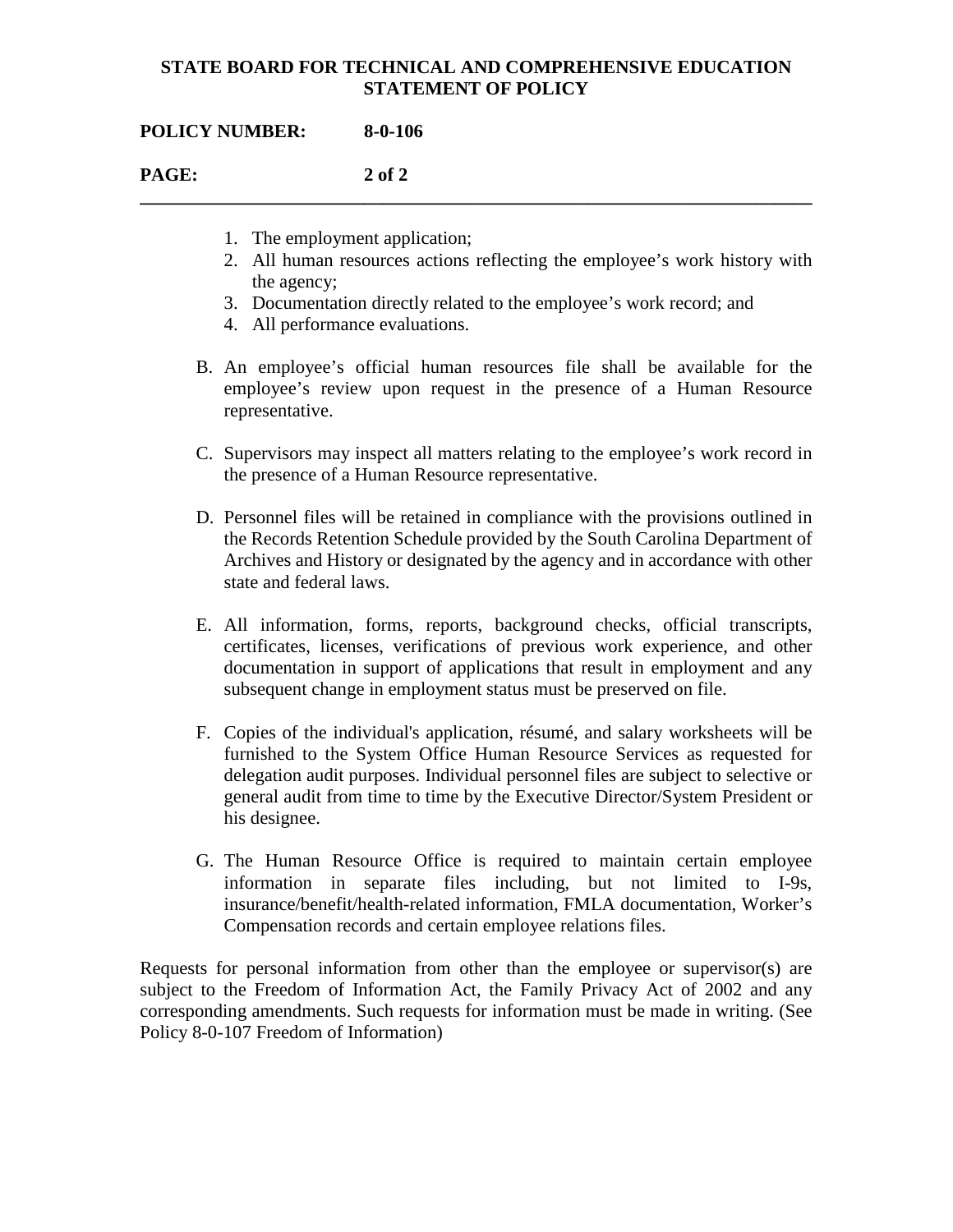1. The employment application;
2. All human resources actions reflecting the employee's work history with the agency;
3. Documentation directly related to the employee's work record; and
4. All performance evaluations.

B. An employee's official human resources file shall be available for the employee's review upon request in the presence of a Human Resource representative.

C. Supervisors may inspect all matters relating to the employee's work record in the presence of a Human Resource representative.

D. Personnel files will be retained in compliance with the provisions outlined in the Records Retention Schedule provided by the South Carolina Department of Archives and History or designated by the agency and in accordance with other state and federal laws.

E. All information, forms, reports, background checks, official transcripts, certificates, licenses, verifications of previous work experience, and other documentation in support of applications that result in employment and any subsequent change in employment status must be preserved on file.

F. Copies of the individual's application, résumé, and salary worksheets will be furnished to the System Office Human Resource Services as requested for delegation audit purposes. Individual personnel files are subject to selective or general audit from time to time by the Executive Director/System President or his designee.

G. The Human Resource Office is required to maintain certain employee information in separate files including, but not limited to I-9s, insurance/benefit/health-related information, FMLA documentation, Worker's Compensation records and certain employee relations files.

Requests for personal information from other than the employee or supervisor(s) are subject to the Freedom of Information Act, the Family Privacy Act of 2002 and any corresponding amendments. Such requests for information must be made in writing. (See Policy 8-0-107 Freedom of Information)